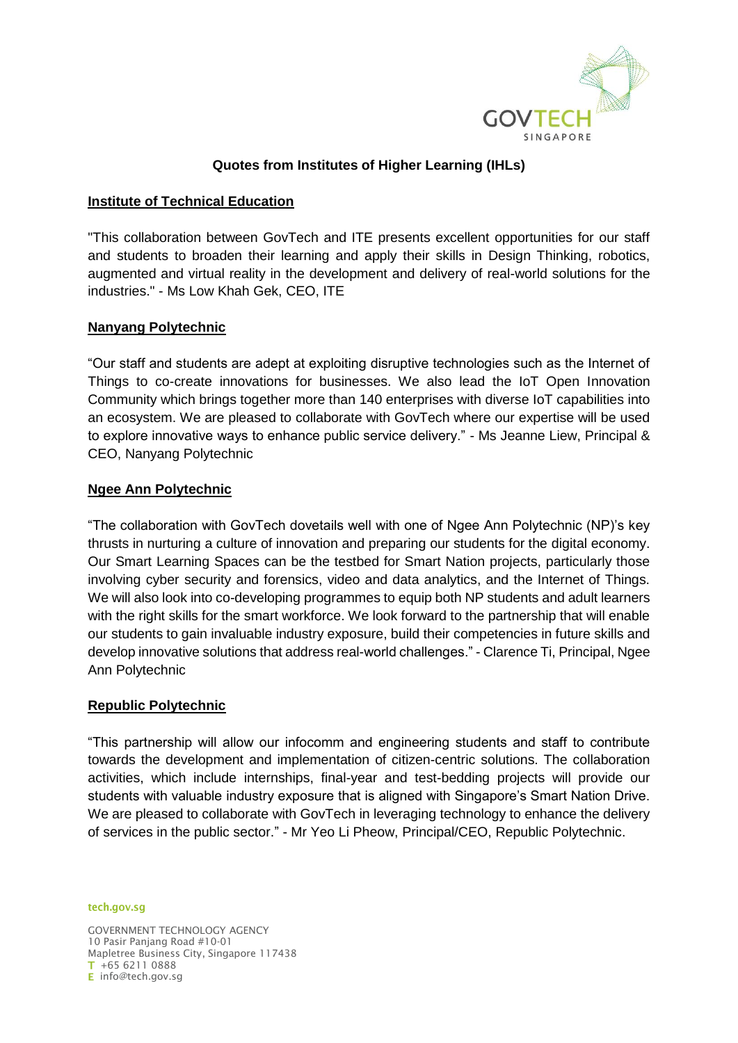# Quotes from Institutes of Higher Learning (IHLs)

## Institute of Technical Education

"This collaboration between GovTech and ITE presents excellent opportunities for our staff and students to broaden their learning and apply their skills in Design Thinking, robotics, augmented and virtual reality in the development and delivery of real-world solutions for the industries." - Ms Low Khah Gek, CEO, ITE

## Nanyang Polytechnic

"Our staff and students are adept at exploiting disruptive technologies such as the Internet of Things to co-create innovations for businesses. We also lead the IoT Open Innovation Community which brings together more than 140 enterprises with diverse IoT capabilities into an ecosystem. We are pleased to collaborate with GovTech where our expertise will be used to explore innovative ways to enhance public service delivery." - Ms Jeanne Liew, Principal & CEO, Nanyang Polytechnic

## Ngee Ann Polytechnic

"The collaboration with GovTech dovetails well with one of Ngee Ann Polytechnic (NP)'s key thrusts in nurturing a culture of innovation and preparing our students for the digital economy. Our Smart Learning Spaces can be the testbed for Smart Nation projects, particularly those involving cyber security and forensics, video and data analytics, and the Internet of Things. We will also look into co-developing programmes to equip both NP students and adult learners with the right skills for the smart workforce. We look forward to the partnership that will enable our students to gain invaluable industry exposure, build their competencies in future skills and develop innovative solutions that address real-world challenges." - Clarence Ti, Principal, Ngee Ann Polytechnic

## Republic Polytechnic

"This partnership will allow our infocomm and engineering students and staff to contribute towards the development and implementation of citizen-centric solutions. The collaboration activities, which include internships, final-year and test-bedding projects will provide our students with valuable industry exposure that is aligned with Singapore's Smart Nation Drive. We are pleased to collaborate with GovTech in leveraging technology to enhance the delivery of services in the public sector." - Mr Yeo Li Pheow, Principal/CEO, Republic Polytechnic.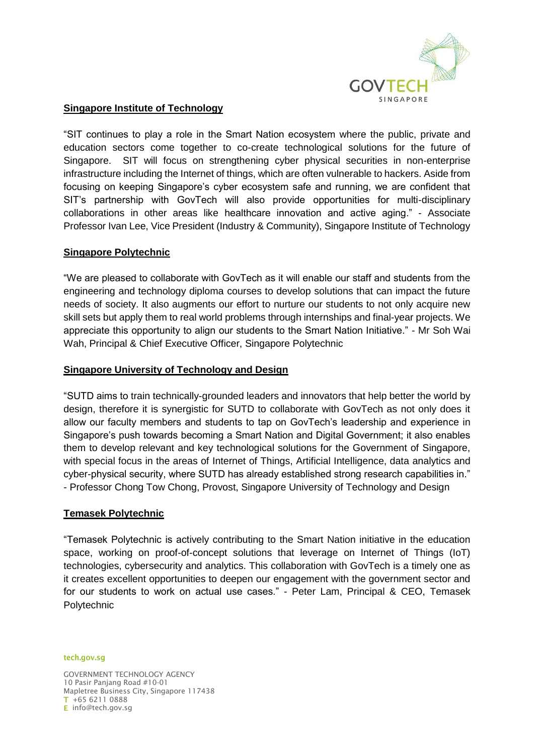**Singapore Institute of Technology**

"SIT continues to play a role in the Smart Nation ecosystem where the public, private and education sectors come together to co-create technological solutions for the future of Singapore. SIT will focus on strengthening cyber physical securities in non-enterprise infrastructure including the Internet of things, which are often vulnerable to hackers. Aside from focusing on keeping Singapore's cyber ecosystem safe and running, we are confident that SIT's partnership with GovTech will also provide opportunities for multi-disciplinary collaborations in other areas like healthcare innovation and active aging." - Associate Professor Ivan Lee, Vice President (Industry & Community), Singapore Institute of Technology

**Singapore Polytechnic**

"We are pleased to collaborate with GovTech as it will enable our staff and students from the engineering and technology diploma courses to develop solutions that can impact the future needs of society. It also augments our effort to nurture our students to not only acquire new skill sets but apply them to real world problems through internships and final-year projects. We appreciate this opportunity to align our students to the Smart Nation Initiative." - Mr Soh Wai Wah, Principal & Chief Executive Officer, Singapore Polytechnic

**Singapore University of Technology and Design**

"SUTD aims to train technically-grounded leaders and innovators that help better the world by design, therefore it is synergistic for SUTD to collaborate with GovTech as not only does it allow our faculty members and students to tap on GovTech's leadership and experience in Singapore's push towards becoming a Smart Nation and Digital Government; it also enables them to develop relevant and key technological solutions for the Government of Singapore, with special focus in the areas of Internet of Things, Artificial Intelligence, data analytics and cyber-physical security, where SUTD has already established strong research capabilities in." - Professor Chong Tow Chong, Provost, Singapore University of Technology and Design

**Temasek Polytechnic**

"Temasek Polytechnic is actively contributing to the Smart Nation initiative in the education space, working on proof-of-concept solutions that leverage on Internet of Things (IoT) technologies, cybersecurity and analytics. This collaboration with GovTech is a timely one as it creates excellent opportunities to deepen our engagement with the government sector and for our students to work on actual use cases." - Peter Lam, Principal & CEO, Temasek Polytechnic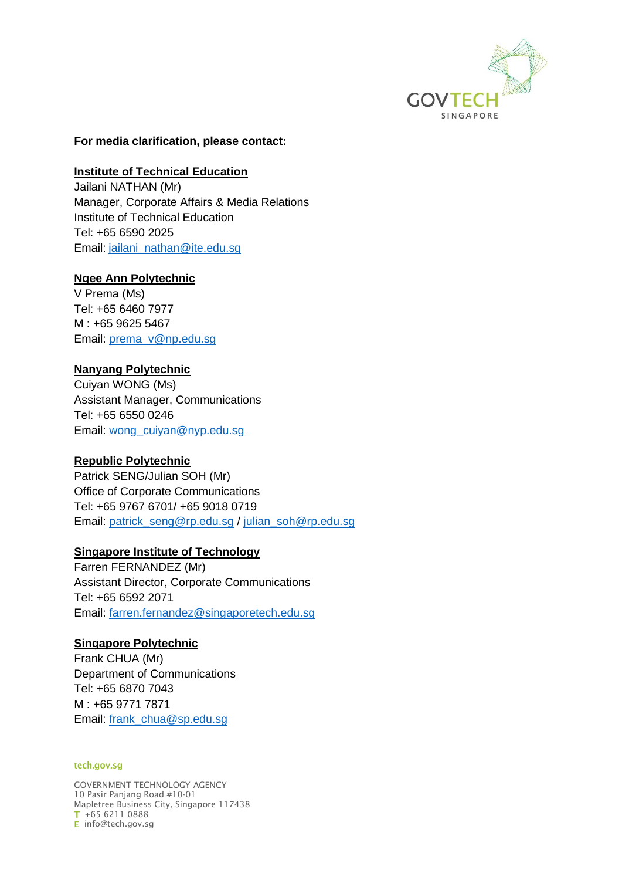**For media clarification, please contact:**

**Institute of Technical Education**
Jailani NATHAN (Mr)
Manager, Corporate Affairs & Media Relations
Institute of Technical Education
Tel: +65 6590 2025
Email: jailani_nathan@ite.edu.sg

**Ngee Ann Polytechnic**
V Prema (Ms)
Tel: +65 6460 7977
M : +65 9625 5467
Email: prema_v@np.edu.sg

**Nanyang Polytechnic**
Cuiyan WONG (Ms)
Assistant Manager, Communications
Tel: +65 6550 0246
Email: wong_cuiyan@nyp.edu.sg

**Republic Polytechnic**
Patrick SENG/Julian SOH (Mr)
Office of Corporate Communications
Tel: +65 9767 6701/ +65 9018 0719
Email: patrick_seng@rp.edu.sg / julian_soh@rp.edu.sg

**Singapore Institute of Technology**
Farren FERNANDEZ (Mr)
Assistant Director, Corporate Communications
Tel: +65 6592 2071
Email: farren.fernandez@singaporetech.edu.sg

**Singapore Polytechnic**
Frank CHUA (Mr)
Department of Communications
Tel: +65 6870 7043
M : +65 9771 7871
Email: frank_chua@sp.edu.sg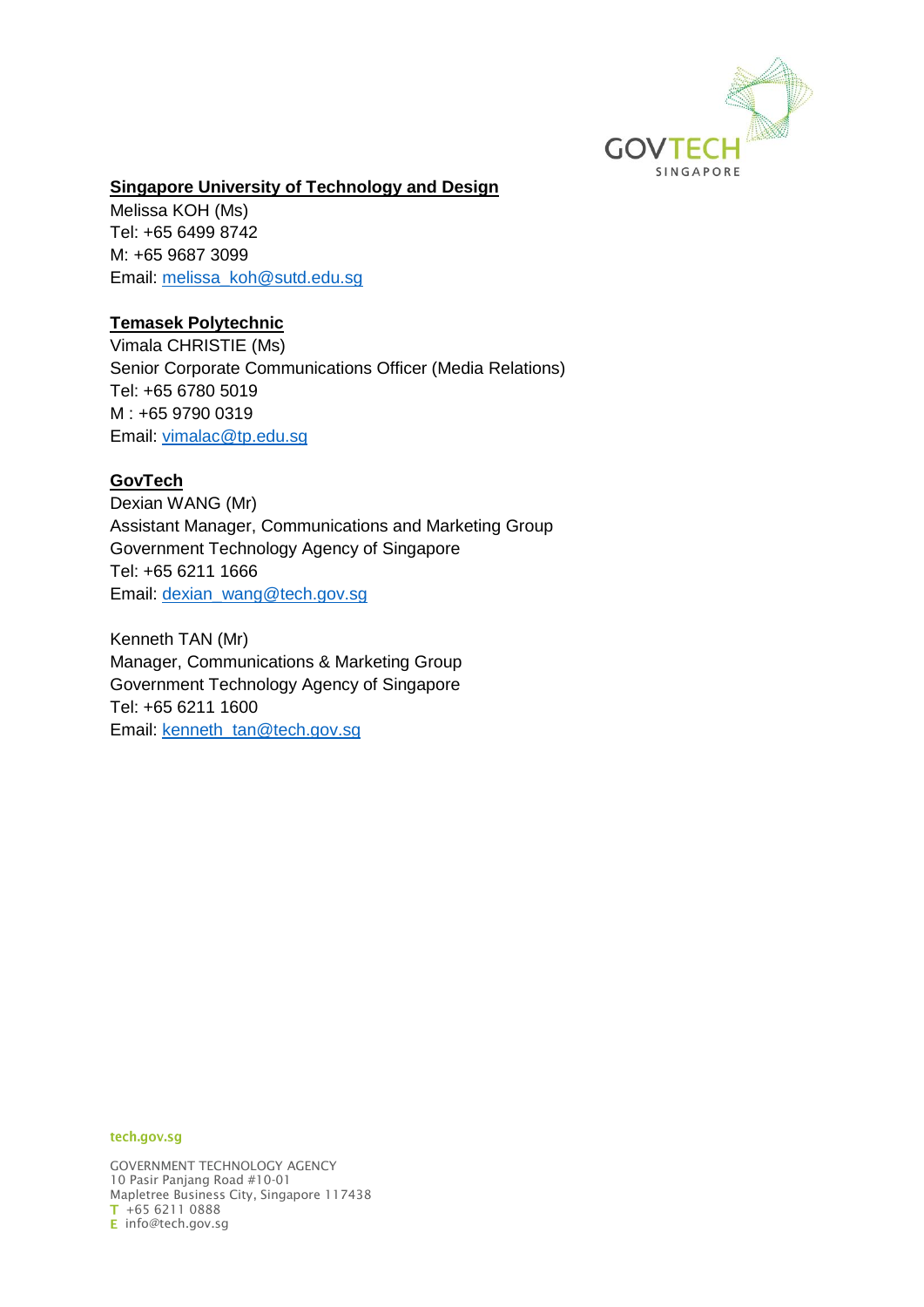**Singapore University of Technology and Design**

Melissa KOH (Ms)
Tel: +65 6499 8742
M: +65 9687 3099
Email: melissa_koh@sutd.edu.sg

**Temasek Polytechnic**

Vimala CHRISTIE (Ms)
Senior Corporate Communications Officer (Media Relations)
Tel: +65 6780 5019
M : +65 9790 0319
Email: vimalac@tp.edu.sg

**GovTech**

Dexian WANG (Mr)
Assistant Manager, Communications and Marketing Group
Government Technology Agency of Singapore
Tel: +65 6211 1666
Email: dexian_wang@tech.gov.sg

Kenneth TAN (Mr)
Manager, Communications & Marketing Group
Government Technology Agency of Singapore
Tel: +65 6211 1600
Email: kenneth_tan@tech.gov.sg